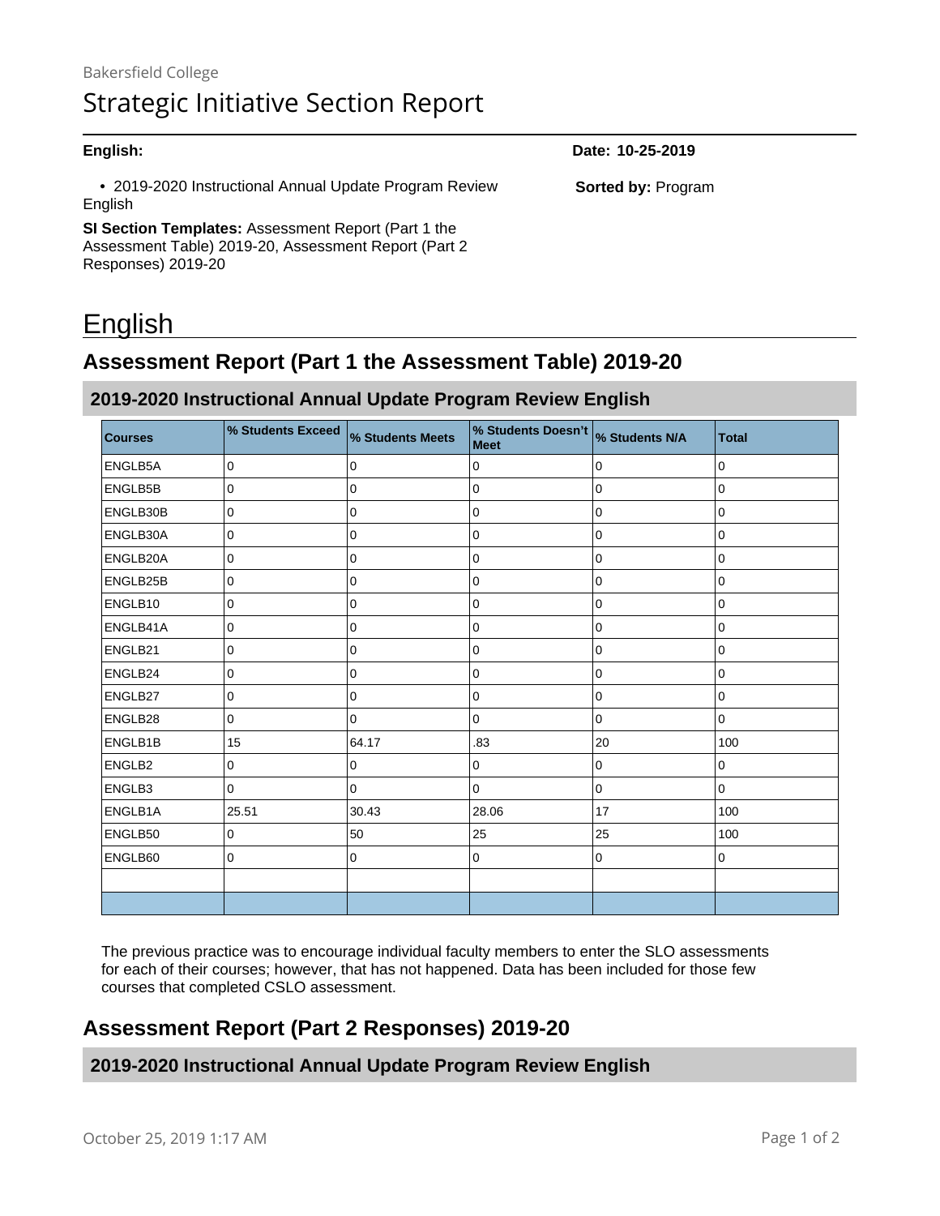Bakersfield College

# Strategic Initiative Section Report

**English:**

**Date: 10-25-2019**

- 2019-2020 Instructional Annual Update Program Review English

**Sorted by:** Program

**SI Section Templates:** Assessment Report (Part 1 the Assessment Table) 2019-20, Assessment Report (Part 2 Responses) 2019-20

# English

## Assessment Report (Part 1 the Assessment Table) 2019-20

### 2019-2020 Instructional Annual Update Program Review English

| Courses | % Students Exceed | % Students Meets | % Students Doesn't Meet | % Students N/A | Total |
|---|---|---|---|---|---|
| ENGLB5A | 0 | 0 | 0 | 0 | 0 |
| ENGLB5B | 0 | 0 | 0 | 0 | 0 |
| ENGLB30B | 0 | 0 | 0 | 0 | 0 |
| ENGLB30A | 0 | 0 | 0 | 0 | 0 |
| ENGLB20A | 0 | 0 | 0 | 0 | 0 |
| ENGLB25B | 0 | 0 | 0 | 0 | 0 |
| ENGLB10 | 0 | 0 | 0 | 0 | 0 |
| ENGLB41A | 0 | 0 | 0 | 0 | 0 |
| ENGLB21 | 0 | 0 | 0 | 0 | 0 |
| ENGLB24 | 0 | 0 | 0 | 0 | 0 |
| ENGLB27 | 0 | 0 | 0 | 0 | 0 |
| ENGLB28 | 0 | 0 | 0 | 0 | 0 |
| ENGLB1B | 15 | 64.17 | .83 | 20 | 100 |
| ENGLB2 | 0 | 0 | 0 | 0 | 0 |
| ENGLB3 | 0 | 0 | 0 | 0 | 0 |
| ENGLB1A | 25.51 | 30.43 | 28.06 | 17 | 100 |
| ENGLB50 | 0 | 50 | 25 | 25 | 100 |
| ENGLB60 | 0 | 0 | 0 | 0 | 0 |
| | | | | | |
| | | | | | |

The previous practice was to encourage individual faculty members to enter the SLO assessments for each of their courses; however, that has not happened. Data has been included for those few courses that completed CSLO assessment.

## Assessment Report (Part 2 Responses) 2019-20

### 2019-2020 Instructional Annual Update Program Review English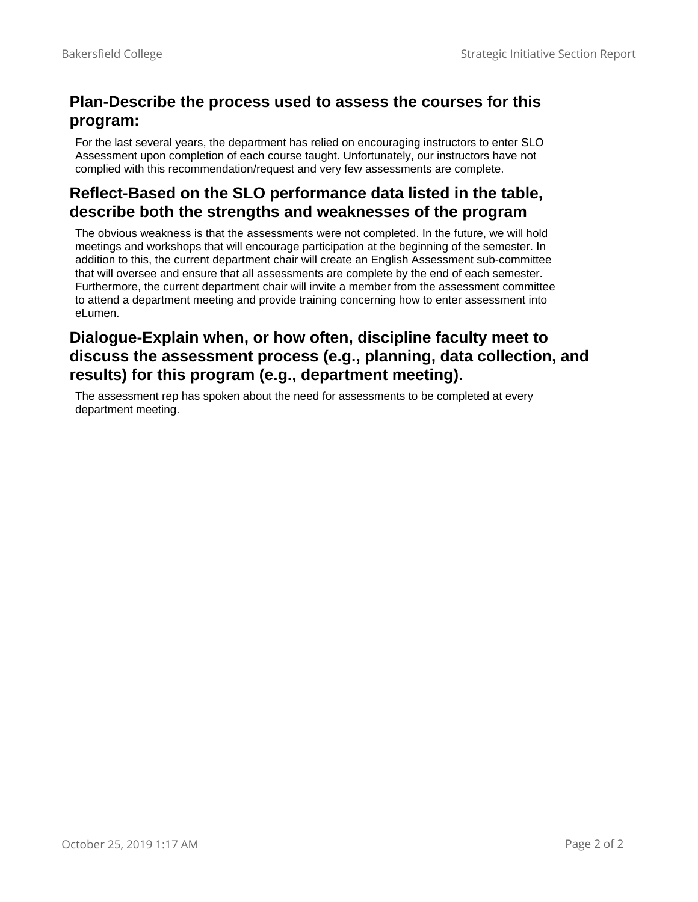## Plan-Describe the process used to assess the courses for this program:

For the last several years, the department has relied on encouraging instructors to enter SLO Assessment upon completion of each course taught. Unfortunately, our instructors have not complied with this recommendation/request and very few assessments are complete.

## Reflect-Based on the SLO performance data listed in the table, describe both the strengths and weaknesses of the program

The obvious weakness is that the assessments were not completed. In the future, we will hold meetings and workshops that will encourage participation at the beginning of the semester. In addition to this, the current department chair will create an English Assessment sub-committee that will oversee and ensure that all assessments are complete by the end of each semester. Furthermore, the current department chair will invite a member from the assessment committee to attend a department meeting and provide training concerning how to enter assessment into eLumen.

## Dialogue-Explain when, or how often, discipline faculty meet to discuss the assessment process (e.g., planning, data collection, and results) for this program (e.g., department meeting).

The assessment rep has spoken about the need for assessments to be completed at every department meeting.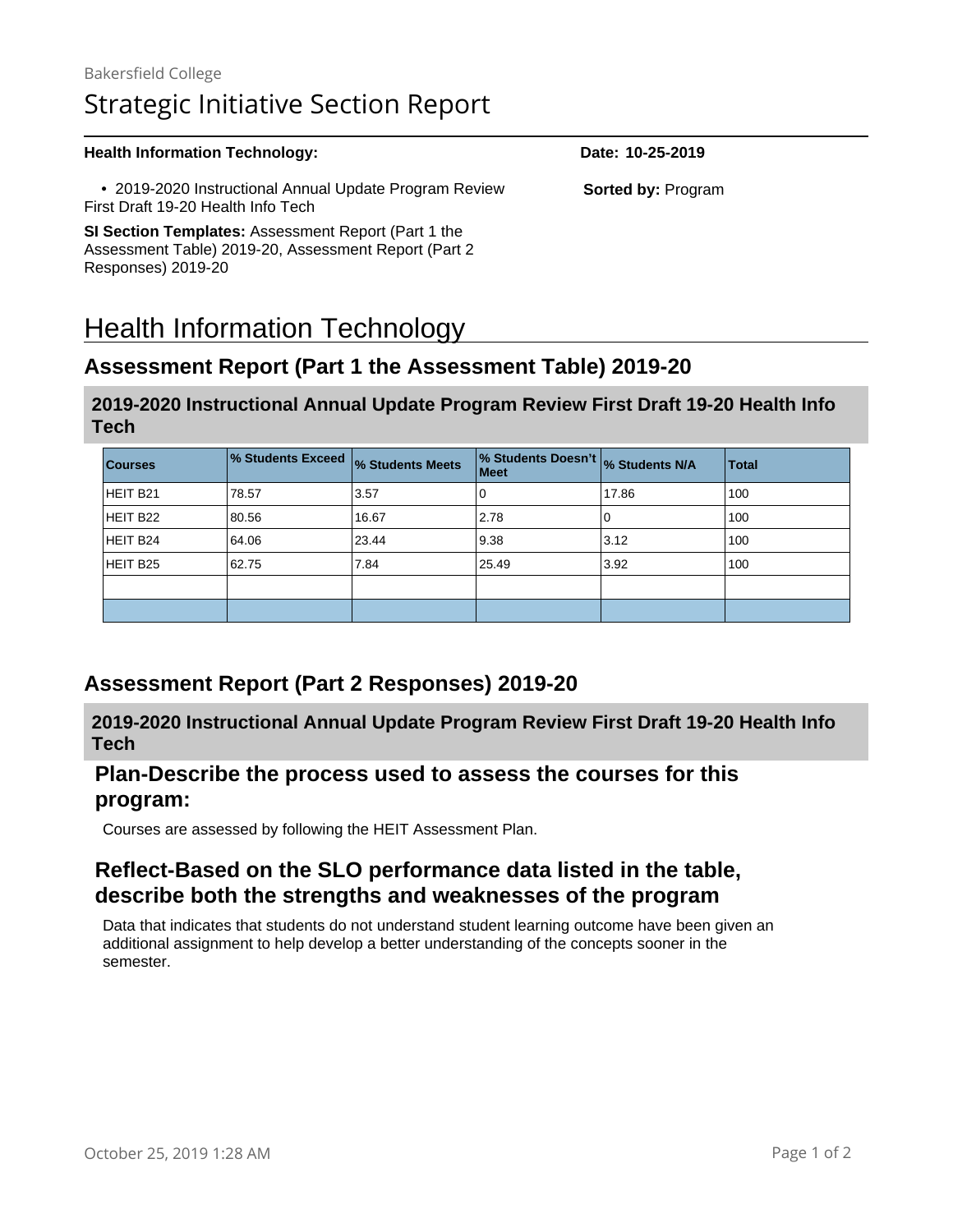Bakersfield College

# Strategic Initiative Section Report

**Health Information Technology:**

**Date: 10-25-2019**

- 2019-2020 Instructional Annual Update Program Review First Draft 19-20 Health Info Tech

**Sorted by:** Program

**SI Section Templates:** Assessment Report (Part 1 the Assessment Table) 2019-20, Assessment Report (Part 2 Responses) 2019-20

# Health Information Technology

## Assessment Report (Part 1 the Assessment Table) 2019-20

### 2019-2020 Instructional Annual Update Program Review First Draft 19-20 Health Info Tech

| Courses | % Students Exceed | % Students Meets | % Students Doesn't Meet | % Students N/A | Total |
|---|---|---|---|---|---|
| HEIT B21 | 78.57 | 3.57 | 0 | 17.86 | 100 |
| HEIT B22 | 80.56 | 16.67 | 2.78 | 0 | 100 |
| HEIT B24 | 64.06 | 23.44 | 9.38 | 3.12 | 100 |
| HEIT B25 | 62.75 | 7.84 | 25.49 | 3.92 | 100 |
| | | | | | |
| | | | | | |

## Assessment Report (Part 2 Responses) 2019-20

### 2019-2020 Instructional Annual Update Program Review First Draft 19-20 Health Info Tech

### Plan-Describe the process used to assess the courses for this program:

Courses are assessed by following the HEIT Assessment Plan.

### Reflect-Based on the SLO performance data listed in the table, describe both the strengths and weaknesses of the program

Data that indicates that students do not understand student learning outcome have been given an additional assignment to help develop a better understanding of the concepts sooner in the semester.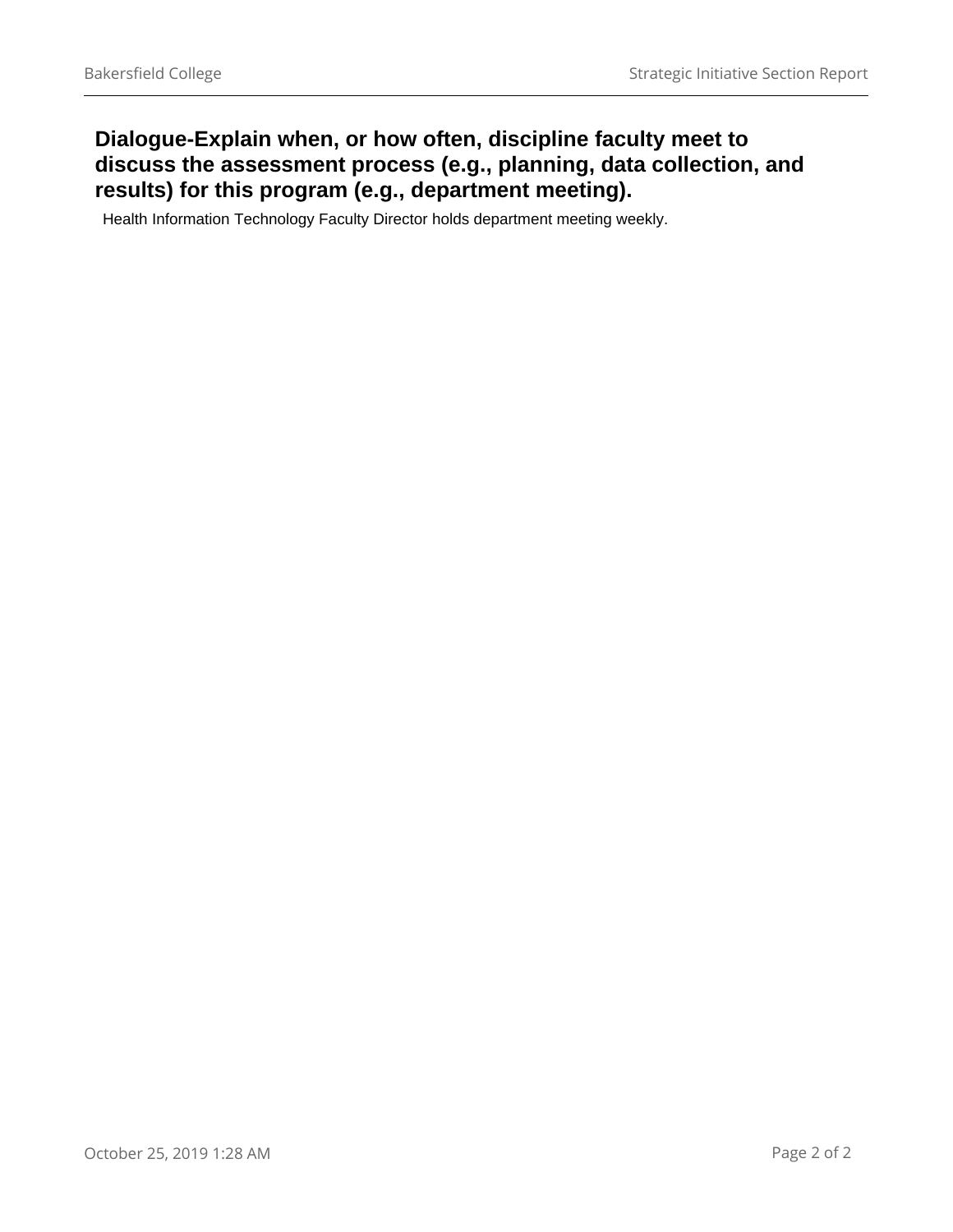## Dialogue-Explain when, or how often, discipline faculty meet to discuss the assessment process (e.g., planning, data collection, and results) for this program (e.g., department meeting).

Health Information Technology Faculty Director holds department meeting weekly.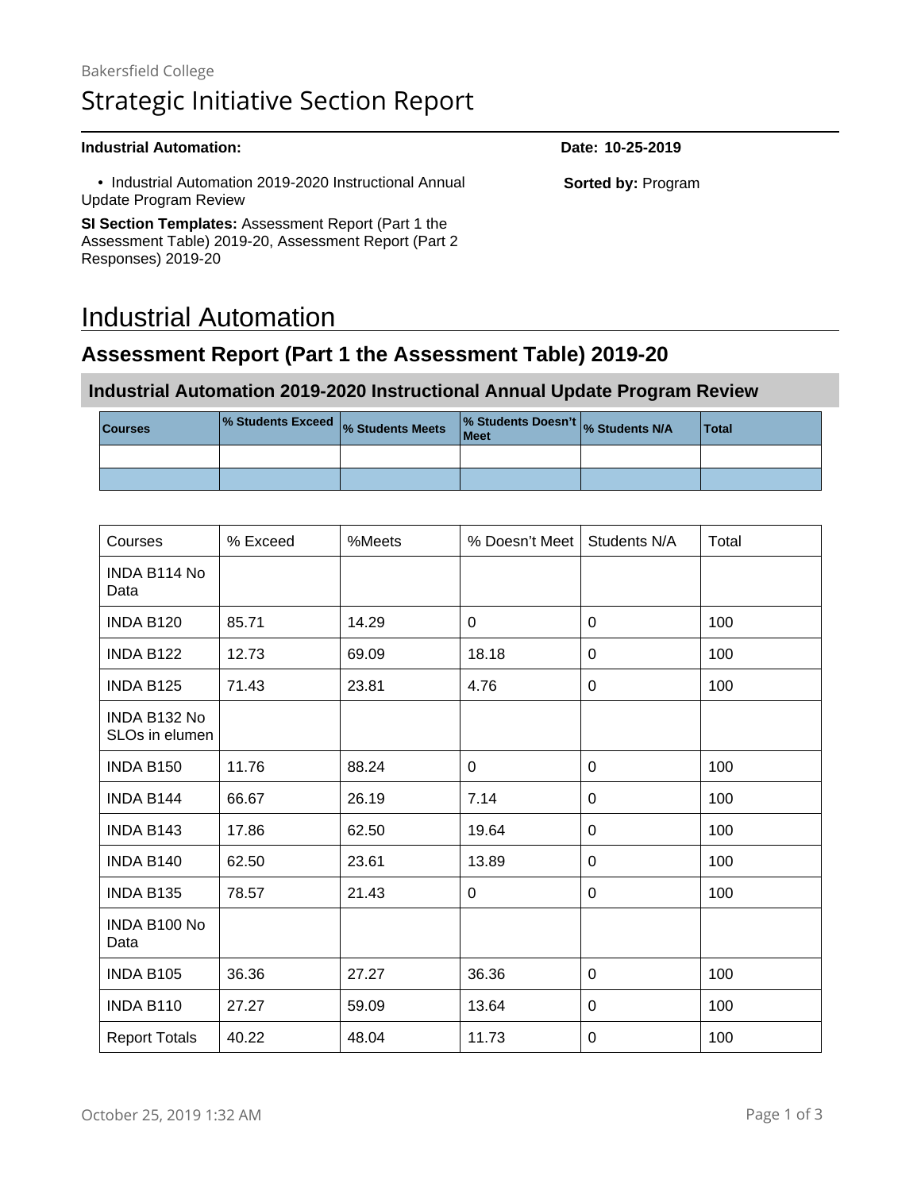Bakersfield College

# Strategic Initiative Section Report

**Industrial Automation:**

**Date: 10-25-2019**

- Industrial Automation 2019-2020 Instructional Annual Update Program Review

**Sorted by:** Program

**SI Section Templates:** Assessment Report (Part 1 the Assessment Table) 2019-20, Assessment Report (Part 2 Responses) 2019-20

# Industrial Automation

## Assessment Report (Part 1 the Assessment Table) 2019-20

### Industrial Automation 2019-2020 Instructional Annual Update Program Review

| Courses | % Students Exceed | % Students Meets | % Students Doesn't Meet | % Students N/A | Total |
|---|---|---|---|---|---|
| | | | | | |
| | | | | | |

| Courses | % Exceed | %Meets | % Doesn't Meet | Students N/A | Total |
|---|---|---|---|---|---|
| INDA B114 No Data | | | | | |
| INDA B120 | 85.71 | 14.29 | 0 | 0 | 100 |
| INDA B122 | 12.73 | 69.09 | 18.18 | 0 | 100 |
| INDA B125 | 71.43 | 23.81 | 4.76 | 0 | 100 |
| INDA B132 No SLOs in elumen | | | | | |
| INDA B150 | 11.76 | 88.24 | 0 | 0 | 100 |
| INDA B144 | 66.67 | 26.19 | 7.14 | 0 | 100 |
| INDA B143 | 17.86 | 62.50 | 19.64 | 0 | 100 |
| INDA B140 | 62.50 | 23.61 | 13.89 | 0 | 100 |
| INDA B135 | 78.57 | 21.43 | 0 | 0 | 100 |
| INDA B100 No Data | | | | | |
| INDA B105 | 36.36 | 27.27 | 36.36 | 0 | 100 |
| INDA B110 | 27.27 | 59.09 | 13.64 | 0 | 100 |
| Report Totals | 40.22 | 48.04 | 11.73 | 0 | 100 |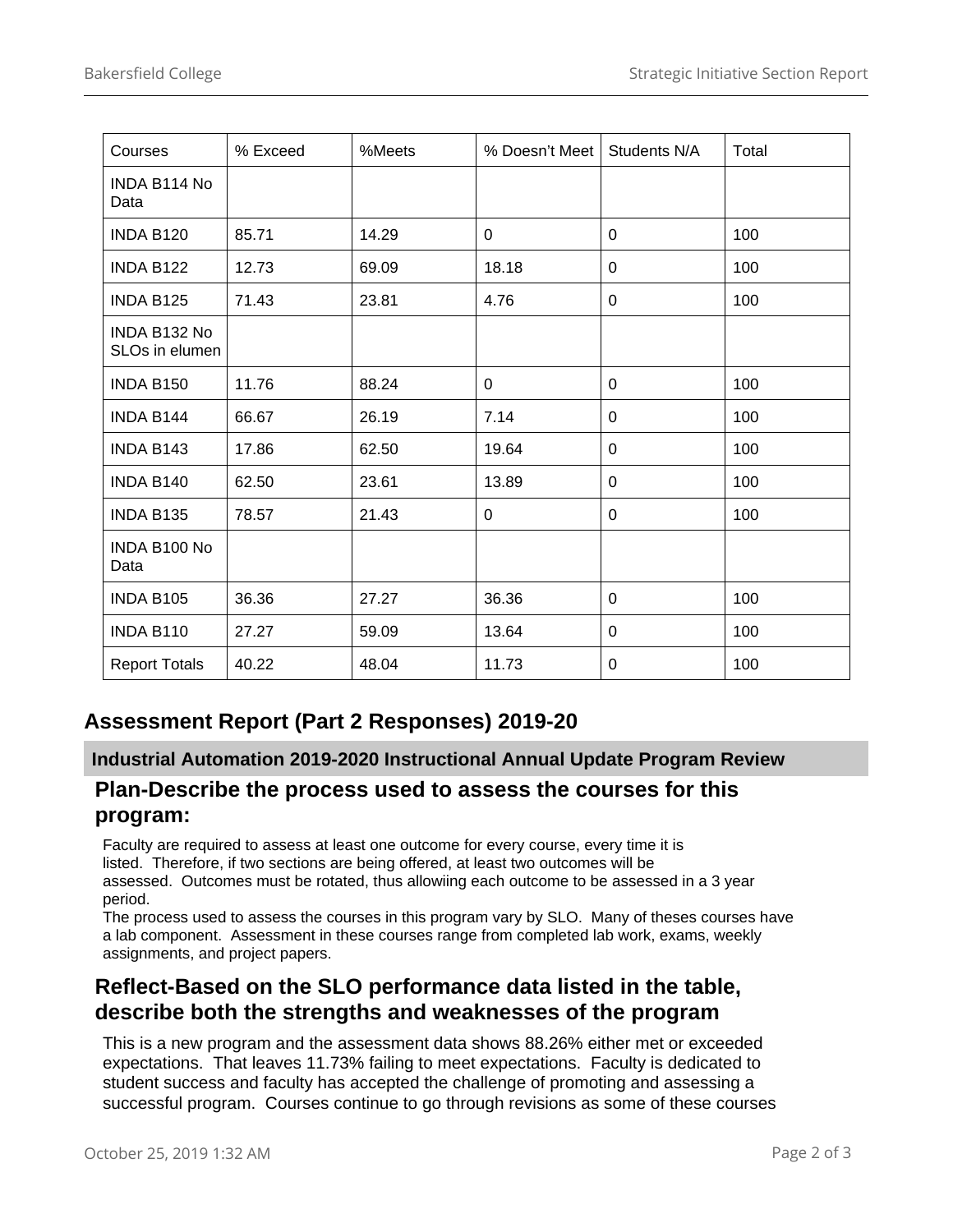| Courses | % Exceed | %Meets | % Doesn't Meet | Students N/A | Total |
|---|---|---|---|---|---|
| INDA B114 No Data | | | | | |
| INDA B120 | 85.71 | 14.29 | 0 | 0 | 100 |
| INDA B122 | 12.73 | 69.09 | 18.18 | 0 | 100 |
| INDA B125 | 71.43 | 23.81 | 4.76 | 0 | 100 |
| INDA B132 No SLOs in elumen | | | | | |
| INDA B150 | 11.76 | 88.24 | 0 | 0 | 100 |
| INDA B144 | 66.67 | 26.19 | 7.14 | 0 | 100 |
| INDA B143 | 17.86 | 62.50 | 19.64 | 0 | 100 |
| INDA B140 | 62.50 | 23.61 | 13.89 | 0 | 100 |
| INDA B135 | 78.57 | 21.43 | 0 | 0 | 100 |
| INDA B100 No Data | | | | | |
| INDA B105 | 36.36 | 27.27 | 36.36 | 0 | 100 |
| INDA B110 | 27.27 | 59.09 | 13.64 | 0 | 100 |
| Report Totals | 40.22 | 48.04 | 11.73 | 0 | 100 |

## Assessment Report (Part 2 Responses) 2019-20

### Industrial Automation 2019-2020 Instructional Annual Update Program Review

### Plan-Describe the process used to assess the courses for this program:

Faculty are required to assess at least one outcome for every course, every time it is listed. Therefore, if two sections are being offered, at least two outcomes will be assessed. Outcomes must be rotated, thus allowiing each outcome to be assessed in a 3 year period.
The process used to assess the courses in this program vary by SLO. Many of theses courses have a lab component. Assessment in these courses range from completed lab work, exams, weekly assignments, and project papers.

### Reflect-Based on the SLO performance data listed in the table, describe both the strengths and weaknesses of the program

This is a new program and the assessment data shows 88.26% either met or exceeded expectations. That leaves 11.73% failing to meet expectations. Faculty is dedicated to student success and faculty has accepted the challenge of promoting and assessing a successful program. Courses continue to go through revisions as some of these courses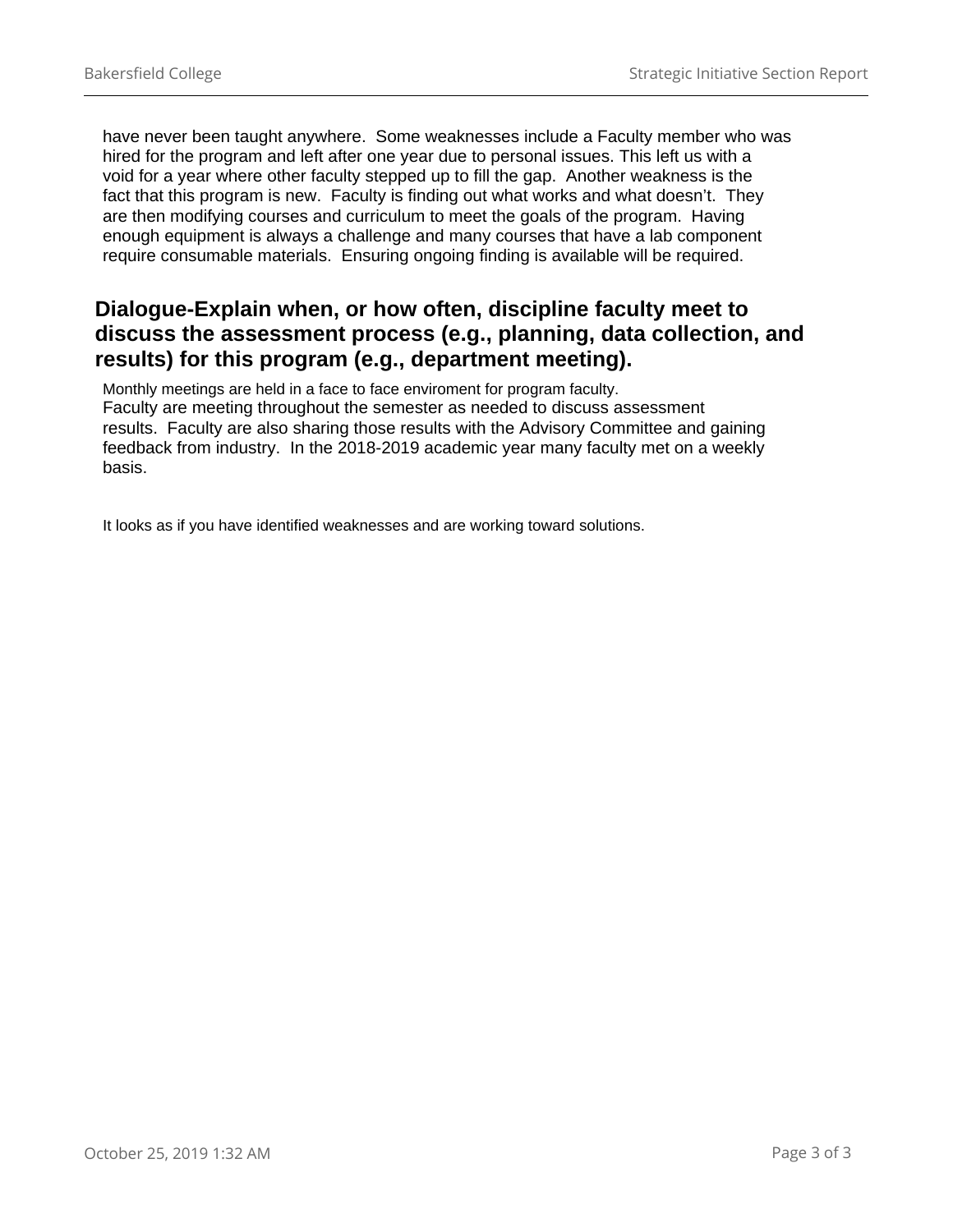have never been taught anywhere.  Some weaknesses include a Faculty member who was hired for the program and left after one year due to personal issues. This left us with a void for a year where other faculty stepped up to fill the gap.  Another weakness is the fact that this program is new.  Faculty is finding out what works and what doesn't.  They are then modifying courses and curriculum to meet the goals of the program.  Having enough equipment is always a challenge and many courses that have a lab component require consumable materials.  Ensuring ongoing finding is available will be required.

## Dialogue-Explain when, or how often, discipline faculty meet to discuss the assessment process (e.g., planning, data collection, and results) for this program (e.g., department meeting).

Monthly meetings are held in a face to face enviroment for program faculty.
Faculty are meeting throughout the semester as needed to discuss assessment results.  Faculty are also sharing those results with the Advisory Committee and gaining feedback from industry.  In the 2018-2019 academic year many faculty met on a weekly basis.

It looks as if you have identified weaknesses and are working toward solutions.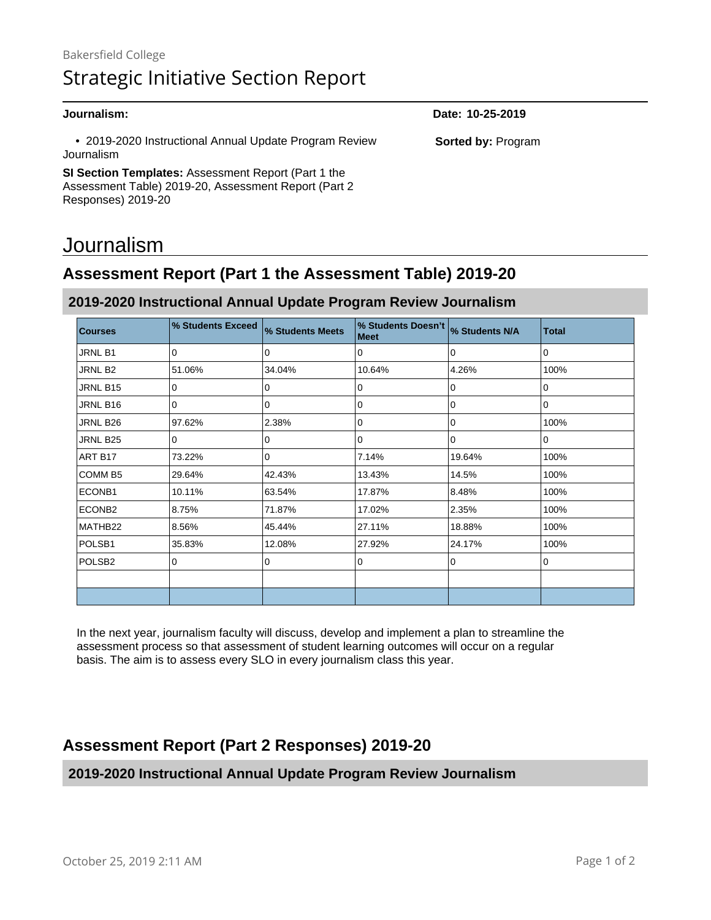Bakersfield College

# Strategic Initiative Section Report

**Journalism:**

**Date: 10-25-2019**

- 2019-2020 Instructional Annual Update Program Review Journalism

**Sorted by:** Program

**SI Section Templates:** Assessment Report (Part 1 the Assessment Table) 2019-20, Assessment Report (Part 2 Responses) 2019-20

# Journalism

## Assessment Report (Part 1 the Assessment Table) 2019-20

### 2019-2020 Instructional Annual Update Program Review Journalism

| Courses | % Students Exceed | % Students Meets | % Students Doesn't Meet | % Students N/A | Total |
|---|---|---|---|---|---|
| JRNL B1 | 0 | 0 | 0 | 0 | 0 |
| JRNL B2 | 51.06% | 34.04% | 10.64% | 4.26% | 100% |
| JRNL B15 | 0 | 0 | 0 | 0 | 0 |
| JRNL B16 | 0 | 0 | 0 | 0 | 0 |
| JRNL B26 | 97.62% | 2.38% | 0 | 0 | 100% |
| JRNL B25 | 0 | 0 | 0 | 0 | 0 |
| ART B17 | 73.22% | 0 | 7.14% | 19.64% | 100% |
| COMM B5 | 29.64% | 42.43% | 13.43% | 14.5% | 100% |
| ECONB1 | 10.11% | 63.54% | 17.87% | 8.48% | 100% |
| ECONB2 | 8.75% | 71.87% | 17.02% | 2.35% | 100% |
| MATHB22 | 8.56% | 45.44% | 27.11% | 18.88% | 100% |
| POLSB1 | 35.83% | 12.08% | 27.92% | 24.17% | 100% |
| POLSB2 | 0 | 0 | 0 | 0 | 0 |
| | | | | | |
| | | | | | |

In the next year, journalism faculty will discuss, develop and implement a plan to streamline the assessment process so that assessment of student learning outcomes will occur on a regular basis. The aim is to assess every SLO in every journalism class this year.

## Assessment Report (Part 2 Responses) 2019-20

### 2019-2020 Instructional Annual Update Program Review Journalism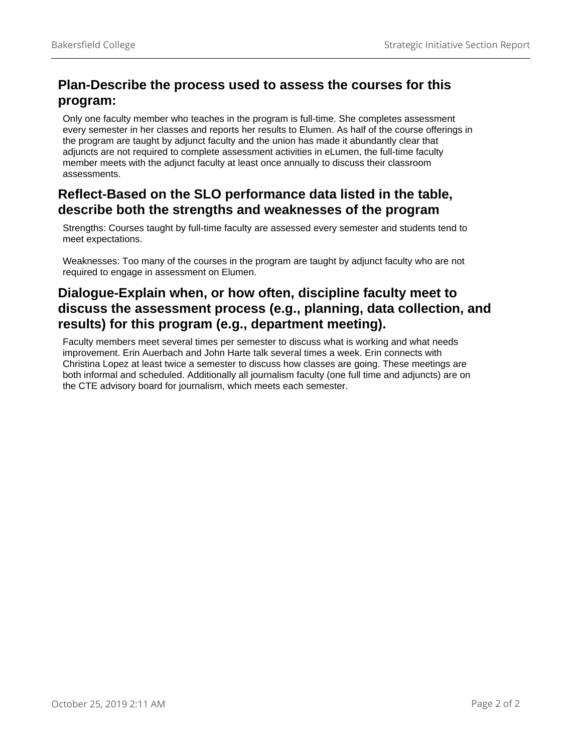## Plan-Describe the process used to assess the courses for this program:

Only one faculty member who teaches in the program is full-time. She completes assessment every semester in her classes and reports her results to Elumen. As half of the course offerings in the program are taught by adjunct faculty and the union has made it abundantly clear that adjuncts are not required to complete assessment activities in eLumen, the full-time faculty member meets with the adjunct faculty at least once annually to discuss their classroom assessments.

## Reflect-Based on the SLO performance data listed in the table, describe both the strengths and weaknesses of the program

Strengths: Courses taught by full-time faculty are assessed every semester and students tend to meet expectations.

Weaknesses: Too many of the courses in the program are taught by adjunct faculty who are not required to engage in assessment on Elumen.

## Dialogue-Explain when, or how often, discipline faculty meet to discuss the assessment process (e.g., planning, data collection, and results) for this program (e.g., department meeting).

Faculty members meet several times per semester to discuss what is working and what needs improvement. Erin Auerbach and John Harte talk several times a week. Erin connects with Christina Lopez at least twice a semester to discuss how classes are going. These meetings are both informal and scheduled. Additionally all journalism faculty (one full time and adjuncts) are on the CTE advisory board for journalism, which meets each semester.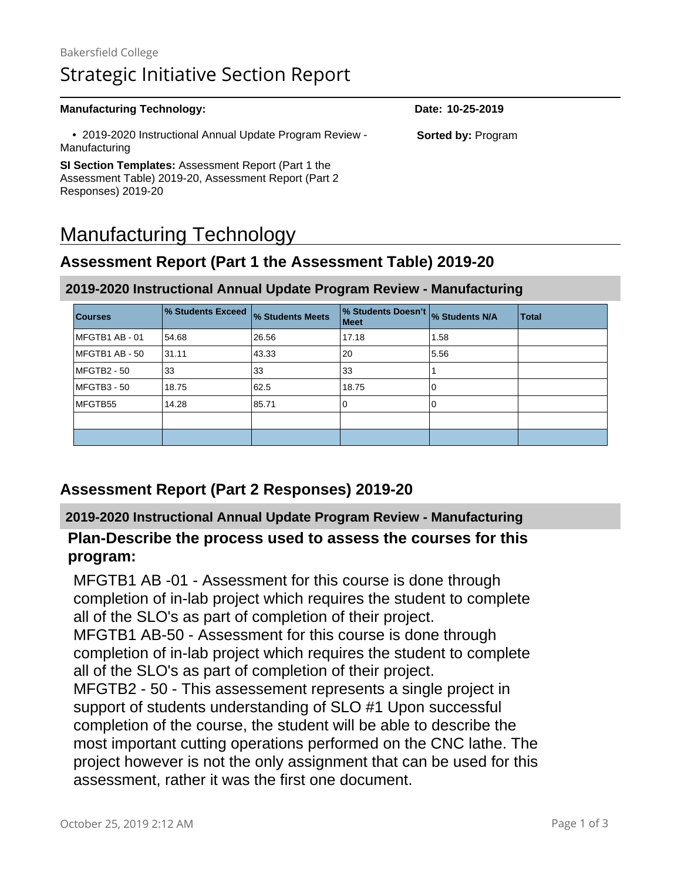Bakersfield College

# Strategic Initiative Section Report

**Manufacturing Technology:** **Date: 10-25-2019**

- 2019-2020 Instructional Annual Update Program Review - Manufacturing

**Sorted by:** Program

**SI Section Templates:** Assessment Report (Part 1 the Assessment Table) 2019-20, Assessment Report (Part 2 Responses) 2019-20

# Manufacturing Technology

## Assessment Report (Part 1 the Assessment Table) 2019-20

### 2019-2020 Instructional Annual Update Program Review - Manufacturing

| Courses | % Students Exceed | % Students Meets | % Students Doesn't Meet | % Students N/A | Total |
|---|---|---|---|---|---|
| MFGTB1 AB - 01 | 54.68 | 26.56 | 17.18 | 1.58 | |
| MFGTB1 AB - 50 | 31.11 | 43.33 | 20 | 5.56 | |
| MFGTB2 - 50 | 33 | 33 | 33 | 1 | |
| MFGTB3 - 50 | 18.75 | 62.5 | 18.75 | 0 | |
| MFGTB55 | 14.28 | 85.71 | 0 | 0 | |
| | | | | | |
| | | | | | |

## Assessment Report (Part 2 Responses) 2019-20

### 2019-2020 Instructional Annual Update Program Review - Manufacturing

#### Plan-Describe the process used to assess the courses for this program:

MFGTB1 AB -01 - Assessment for this course is done through completion of in-lab project which requires the student to complete all of the SLO's as part of completion of their project.
MFGTB1 AB-50 - Assessment for this course is done through completion of in-lab project which requires the student to complete all of the SLO's as part of completion of their project.
MFGTB2 - 50 - This assessement represents a single project in support of students understanding of SLO #1 Upon successful completion of the course, the student will be able to describe the most important cutting operations performed on the CNC lathe. The project however is not the only assignment that can be used for this assessment, rather it was the first one document.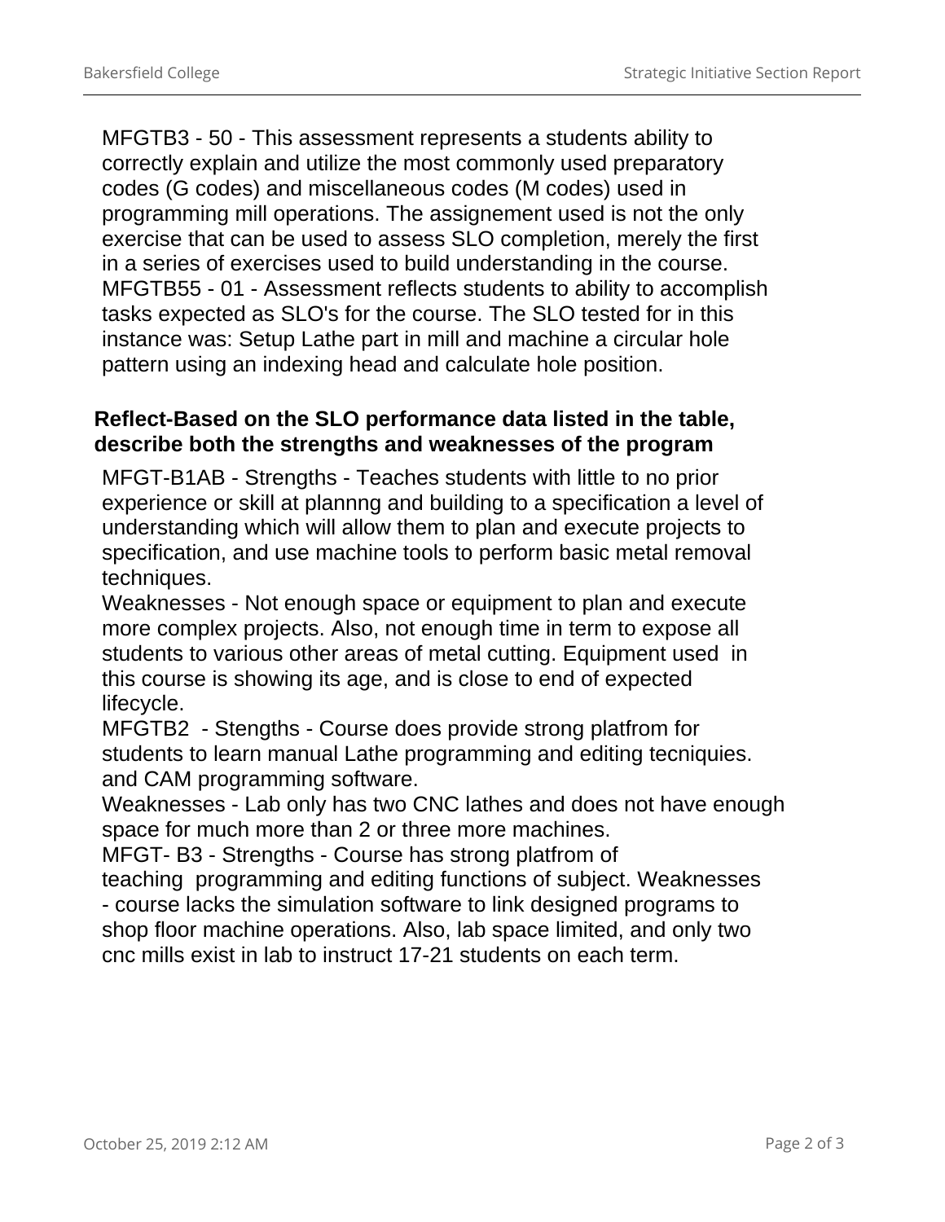MFGTB3 - 50 - This assessment represents a students ability to correctly explain and utilize the most commonly used preparatory codes (G codes) and miscellaneous codes (M codes) used in programming mill operations. The assignement used is not the only exercise that can be used to assess SLO completion, merely the first in a series of exercises used to build understanding in the course.
MFGTB55 - 01 - Assessment reflects students to ability to accomplish tasks expected as SLO's for the course. The SLO tested for in this instance was: Setup Lathe part in mill and machine a circular hole pattern using an indexing head and calculate hole position.

## Reflect-Based on the SLO performance data listed in the table, describe both the strengths and weaknesses of the program

MFGT-B1AB - Strengths - Teaches students with little to no prior experience or skill at plannng and building to a specification a level of understanding which will allow them to plan and execute projects to specification, and use machine tools to perform basic metal removal techniques.
Weaknesses - Not enough space or equipment to plan and execute more complex projects. Also, not enough time in term to expose all students to various other areas of metal cutting. Equipment used in this course is showing its age, and is close to end of expected lifecycle.
MFGTB2 - Stengths - Course does provide strong platfrom for students to learn manual Lathe programming and editing tecniquies. and CAM programming software.
Weaknesses - Lab only has two CNC lathes and does not have enough space for much more than 2 or three more machines.
MFGT- B3 - Strengths - Course has strong platfrom of teaching programming and editing functions of subject. Weaknesses - course lacks the simulation software to link designed programs to shop floor machine operations. Also, lab space limited, and only two cnc mills exist in lab to instruct 17-21 students on each term.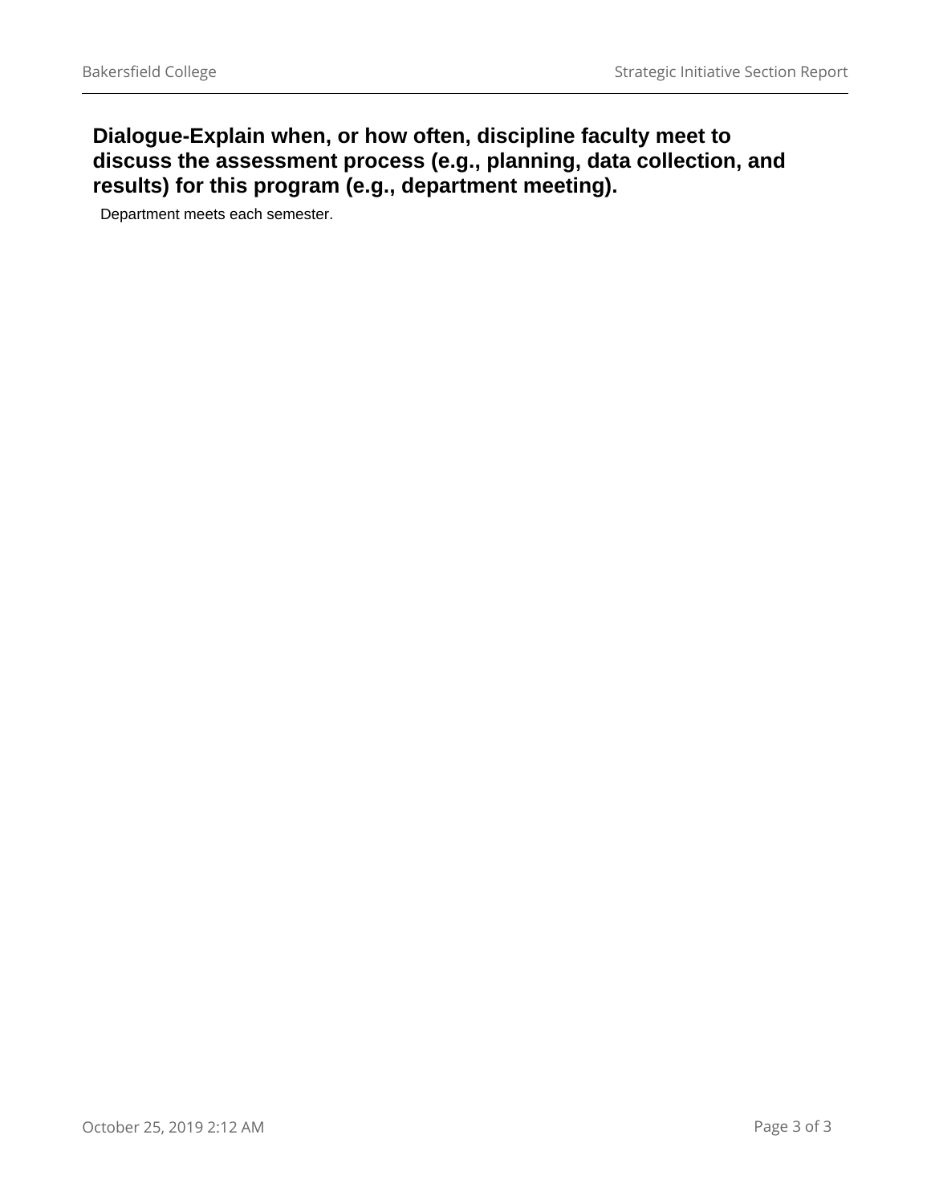### Dialogue-Explain when, or how often, discipline faculty meet to discuss the assessment process (e.g., planning, data collection, and results) for this program (e.g., department meeting).

Department meets each semester.